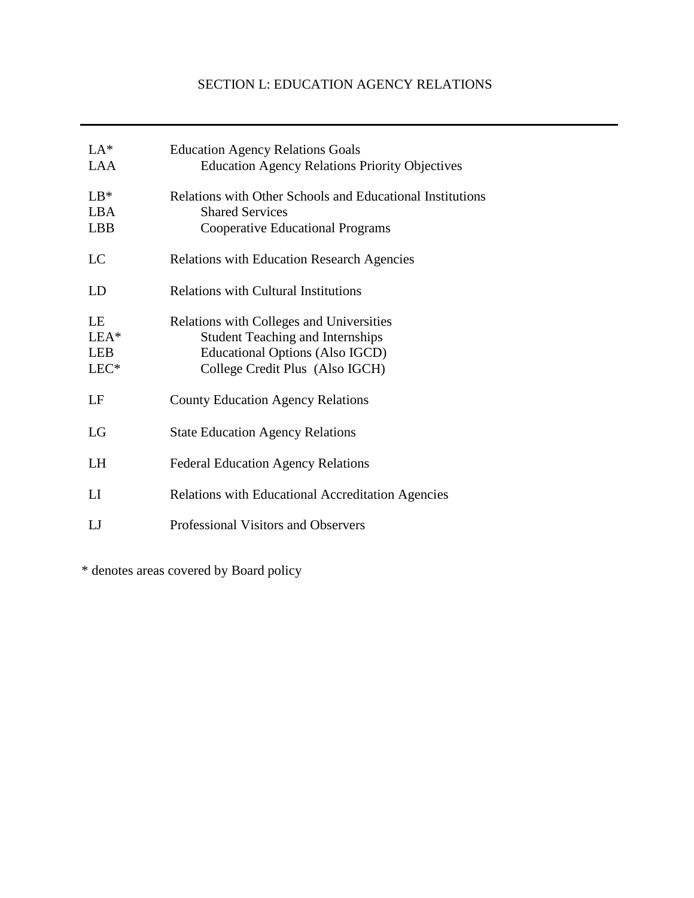# SECTION L: EDUCATION AGENCY RELATIONS

---

| | |
|---|---|
| LA* | Education Agency Relations Goals |
| LAA | Education Agency Relations Priority Objectives |
| LB* | Relations with Other Schools and Educational Institutions |
| LBA | Shared Services |
| LBB | Cooperative Educational Programs |
| LC | Relations with Education Research Agencies |
| LD | Relations with Cultural Institutions |
| LE | Relations with Colleges and Universities |
| LEA* | Student Teaching and Internships |
| LEB | Educational Options (Also IGCD) |
| LEC* | College Credit Plus (Also IGCH) |
| LF | County Education Agency Relations |
| LG | State Education Agency Relations |
| LH | Federal Education Agency Relations |
| LI | Relations with Educational Accreditation Agencies |
| LJ | Professional Visitors and Observers |

* denotes areas covered by Board policy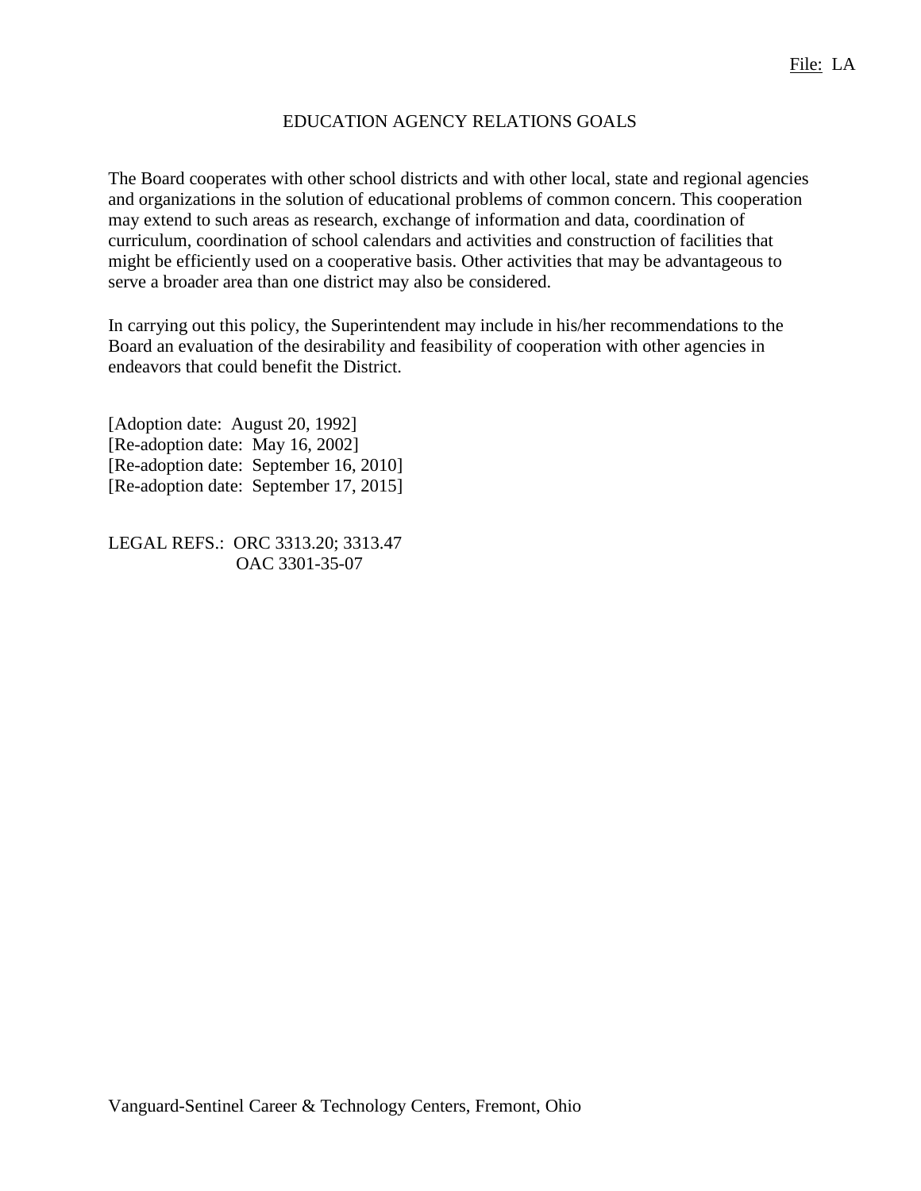File: LA

# EDUCATION AGENCY RELATIONS GOALS

The Board cooperates with other school districts and with other local, state and regional agencies and organizations in the solution of educational problems of common concern. This cooperation may extend to such areas as research, exchange of information and data, coordination of curriculum, coordination of school calendars and activities and construction of facilities that might be efficiently used on a cooperative basis. Other activities that may be advantageous to serve a broader area than one district may also be considered.

In carrying out this policy, the Superintendent may include in his/her recommendations to the Board an evaluation of the desirability and feasibility of cooperation with other agencies in endeavors that could benefit the District.

[Adoption date: August 20, 1992]
[Re-adoption date: May 16, 2002]
[Re-adoption date: September 16, 2010]
[Re-adoption date: September 17, 2015]

LEGAL REFS.: ORC 3313.20; 3313.47
OAC 3301-35-07

Vanguard-Sentinel Career & Technology Centers, Fremont, Ohio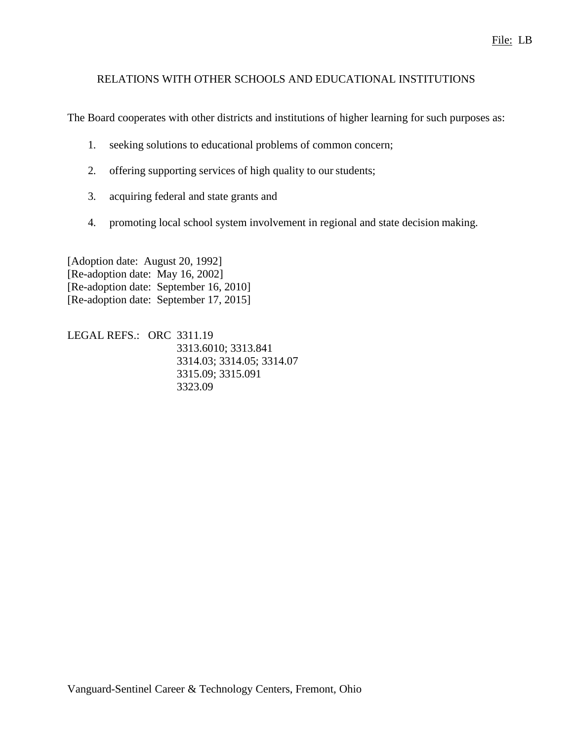File: LB

# RELATIONS WITH OTHER SCHOOLS AND EDUCATIONAL INSTITUTIONS

The Board cooperates with other districts and institutions of higher learning for such purposes as:

1. seeking solutions to educational problems of common concern;
2. offering supporting services of high quality to our students;
3. acquiring federal and state grants and
4. promoting local school system involvement in regional and state decision making.

[Adoption date: August 20, 1992]
[Re-adoption date: May 16, 2002]
[Re-adoption date: September 16, 2010]
[Re-adoption date: September 17, 2015]

LEGAL REFS.: ORC 3311.19
3313.6010; 3313.841
3314.03; 3314.05; 3314.07
3315.09; 3315.091
3323.09

Vanguard-Sentinel Career & Technology Centers, Fremont, Ohio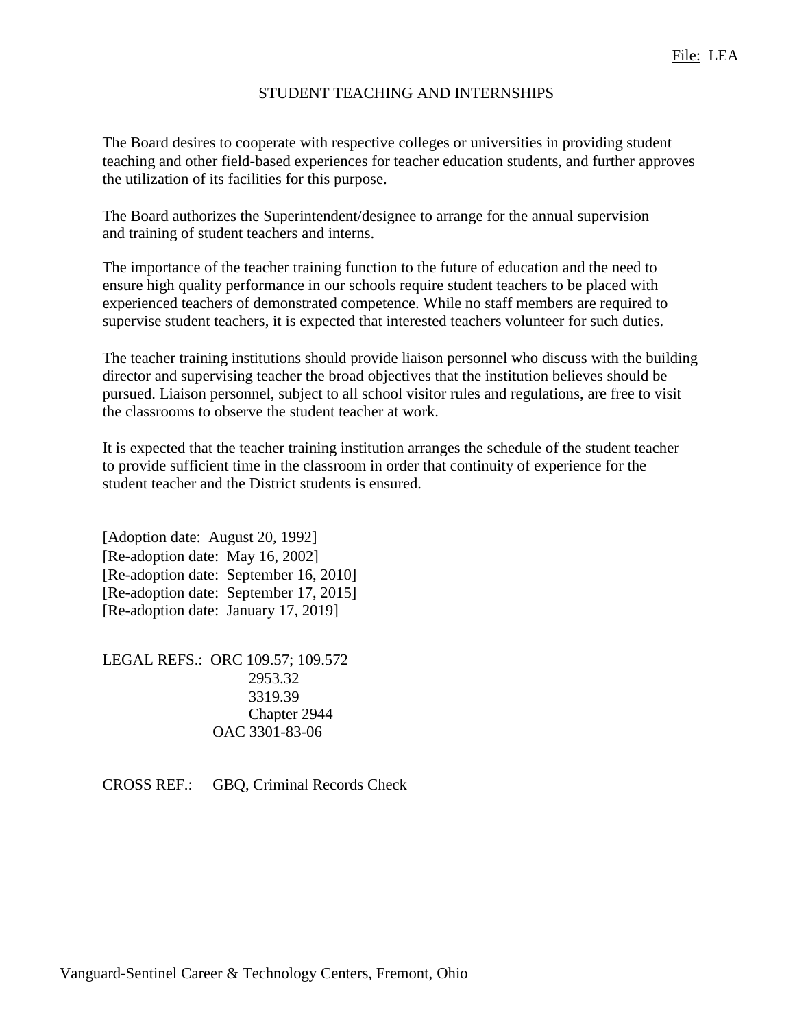File: LEA

# STUDENT TEACHING AND INTERNSHIPS

The Board desires to cooperate with respective colleges or universities in providing student teaching and other field-based experiences for teacher education students, and further approves the utilization of its facilities for this purpose.

The Board authorizes the Superintendent/designee to arrange for the annual supervision and training of student teachers and interns.

The importance of the teacher training function to the future of education and the need to ensure high quality performance in our schools require student teachers to be placed with experienced teachers of demonstrated competence. While no staff members are required to supervise student teachers, it is expected that interested teachers volunteer for such duties.

The teacher training institutions should provide liaison personnel who discuss with the building director and supervising teacher the broad objectives that the institution believes should be pursued. Liaison personnel, subject to all school visitor rules and regulations, are free to visit the classrooms to observe the student teacher at work.

It is expected that the teacher training institution arranges the schedule of the student teacher to provide sufficient time in the classroom in order that continuity of experience for the student teacher and the District students is ensured.

[Adoption date: August 20, 1992]
[Re-adoption date: May 16, 2002]
[Re-adoption date: September 16, 2010]
[Re-adoption date: September 17, 2015]
[Re-adoption date: January 17, 2019]

LEGAL REFS.: ORC 109.57; 109.572
2953.32
3319.39
Chapter 2944
OAC 3301-83-06

CROSS REF.: GBQ, Criminal Records Check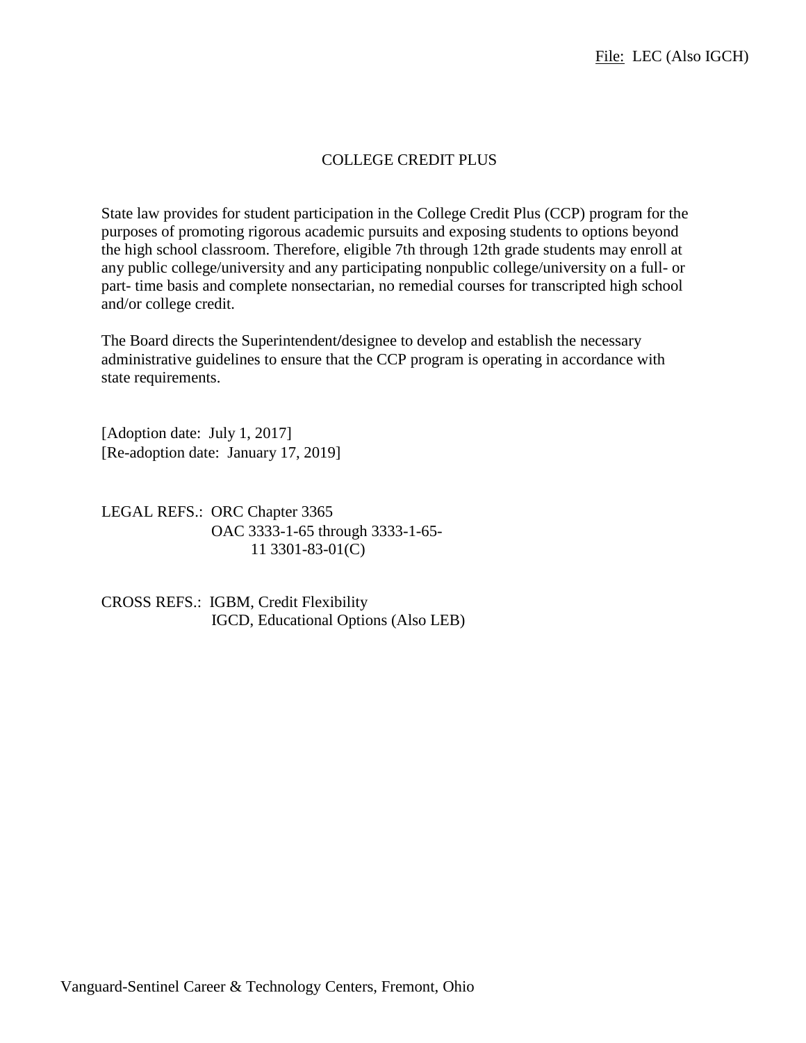File: LEC (Also IGCH)

# COLLEGE CREDIT PLUS

State law provides for student participation in the College Credit Plus (CCP) program for the purposes of promoting rigorous academic pursuits and exposing students to options beyond the high school classroom. Therefore, eligible 7th through 12th grade students may enroll at any public college/university and any participating nonpublic college/university on a full- or part- time basis and complete nonsectarian, no remedial courses for transcripted high school and/or college credit.

The Board directs the Superintendent/designee to develop and establish the necessary administrative guidelines to ensure that the CCP program is operating in accordance with state requirements.

[Adoption date: July 1, 2017]
[Re-adoption date: January 17, 2019]

LEGAL REFS.: ORC Chapter 3365
OAC 3333-1-65 through 3333-1-65-11 3301-83-01(C)

CROSS REFS.: IGBM, Credit Flexibility
IGCD, Educational Options (Also LEB)

Vanguard-Sentinel Career & Technology Centers, Fremont, Ohio